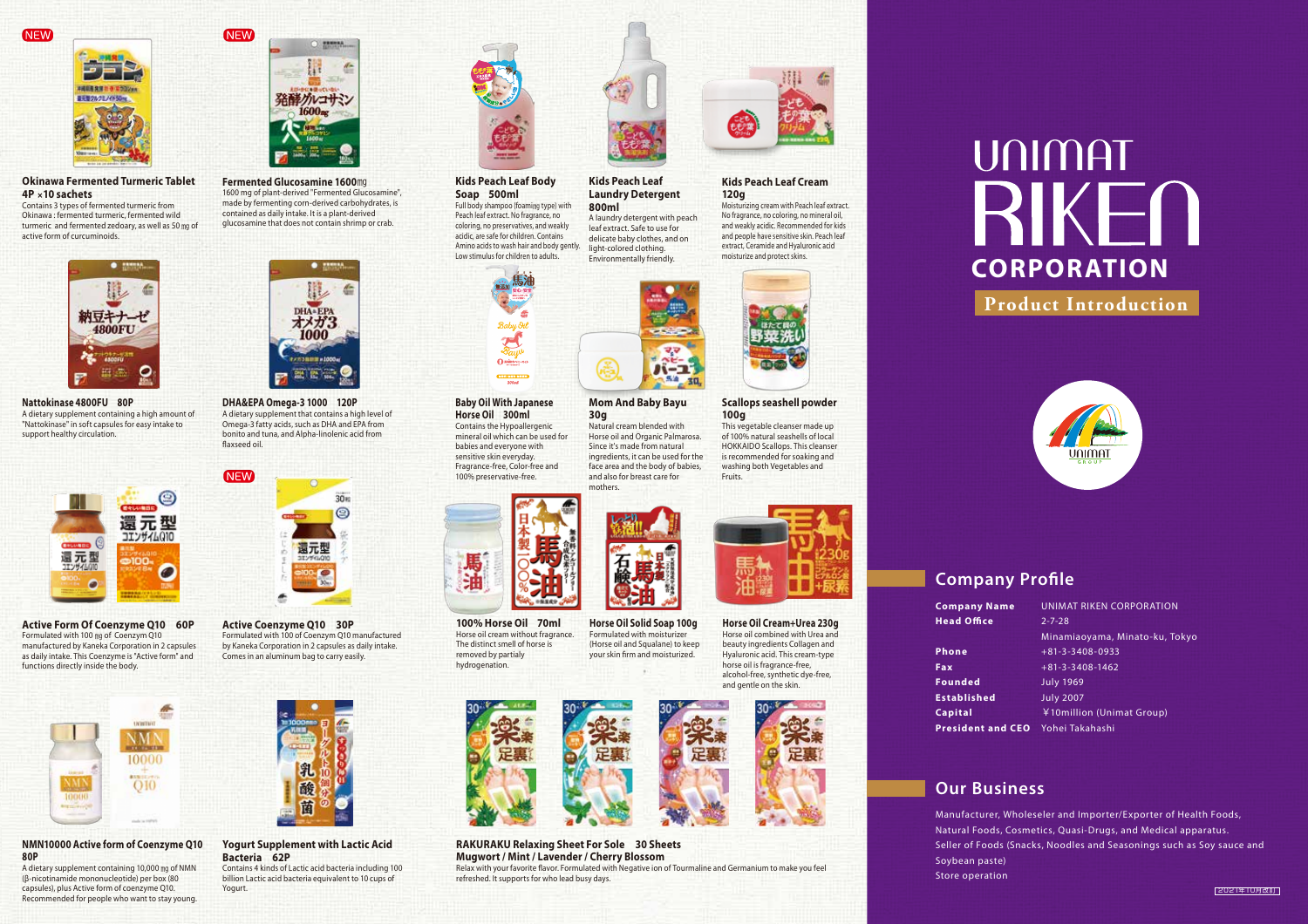# UNIMAT RIKEN CORPORATION

**Product Introduction**

NEW

### Okinawa Fermented Turmeric Tablet 4P ×10 sachets

Contains 3 types of fermented turmeric from Okinawa : fermented turmeric, fermented wild turmeric and fermented zedoary, as well as 50 ㎎ of active form of curcuminoids.

NEW

### Fermented Glucosamine 1600㎎

1600 mg of plant-derived "Fermented Glucosamine", made by fermenting corn-derived carbohydrates, is contained as daily intake. It is a plant-derived glucosamine that does not contain shrimp or crab.

### Kids Peach Leaf Body Soap 500ml

Full body shampoo (foaming type) with Peach leaf extract. No fragrance, no coloring, no preservatives, and weakly acidic, are safe for children. Contains Amino acids to wash hair and body gently. Low stimulus for children to adults.

### Kids Peach Leaf Laundry Detergent 800ml

A laundry detergent with peach leaf extract. Safe to use for delicate baby clothes, and on light-colored clothing. Environmentally friendly.

### Kids Peach Leaf Cream 120g

Moisturizing cream with Peach leaf extract. No fragrance, no coloring, no mineral oil, and weakly acidic. Recommended for kids and people have sensitive skin. Peach leaf extract, Ceramide and Hyaluronic acid moisturize and protect skins.

### Nattokinase 4800FU 80P

A dietary supplement containing a high amount of "Nattokinase" in soft capsules for easy intake to support healthy circulation.

### DHA&EPA Omega-3 1000 120P

A dietary supplement that contains a high level of Omega-3 fatty acids, such as DHA and EPA from bonito and tuna, and Alpha-linolenic acid from flaxseed oil.

### Baby Oil With Japanese Horse Oil 300ml

Contains the Hypoallergenic mineral oil which can be used for babies and everyone with sensitive skin everyday. Fragrance-free, Color-free and 100% preservative-free.

### Mom And Baby Bayu 30g

Natural cream blended with Horse oil and Organic Palmarosa. Since it's made from natural ingredients, it can be used for the face area and the body of babies, and also for breast care for mothers.

### Scallops seashell powder 100g

This vegetable cleanser made up of 100% natural seashells of local HOKKAIDO Scallops. This cleanser is recommended for soaking and washing both Vegetables and Fruits.

### Active Form Of Coenzyme Q10 60P

Formulated with 100 ㎎ of Coenzym Q10 manufactured by Kaneka Corporation in 2 capsules as daily intake. This Coenzyme is "Active form" and functions directly inside the body.

NEW

### Active Coenzyme Q10 30P

Formulated with 100 of Coenzym Q10 manufactured by Kaneka Corporation in 2 capsules as daily intake. Comes in an aluminum bag to carry easily.

### 100% Horse Oil 70ml

Horse oil cream without fragrance. The distinct smell of horse is removed by partially hydrogenation.

### Horse Oil Solid Soap 100g

Formulated with moisturizer (Horse oil and Squalane) to keep your skin firm and moisturized.

### Horse Oil Cream+Urea 230g

Horse oil combined with Urea and beauty ingredients Collagen and Hyaluronic acid. This cream-type horse oil is fragrance-free, alcohol-free, synthetic dye-free, and gentle on the skin.

### NMN10000 Active form of Coenzyme Q10 80P

A dietary supplement containing 10,000 ㎎ of NMN (β-nicotinamide mononucleotide) per box (80 capsules), plus Active form of coenzyme Q10. Recommended for people who want to stay young.

### Yogurt Supplement with Lactic Acid Bacteria 62P

Contains 4 kinds of Lactic acid bacteria including 100 billion Lactic acid bacteria equivalent to 10 cups of Yogurt.

### RAKURAKU Relaxing Sheet For Sole 30 Sheets Mugwort / Mint / Lavender / Cherry Blossom

Relax with your favorite flavor. Formulated with Negative ion of Tourmaline and Germanium to make you feel refreshed. It supports for who lead busy days.

## Company Profile

| | |
|---|---|
| **Company Name** | UNIMAT RIKEN CORPORATION |
| **Head Office** | 2-7-28 Minamiaoyama, Minato-ku, Tokyo |
| **Phone** | +81-3-3408-0933 |
| **Fax** | +81-3-3408-1462 |
| **Founded** | July 1969 |
| **Established** | July 2007 |
| **Capital** | ￥10million (Unimat Group) |
| **President and CEO** | Yohei Takahashi |

## Our Business

Manufacturer, Wholeseler and Importer/Exporter of Health Foods, Natural Foods, Cosmetics, Quasi-Drugs, and Medical apparatus.
Seller of Foods (Snacks, Noodles and Seasonings such as Soy sauce and Soybean paste)
Store operation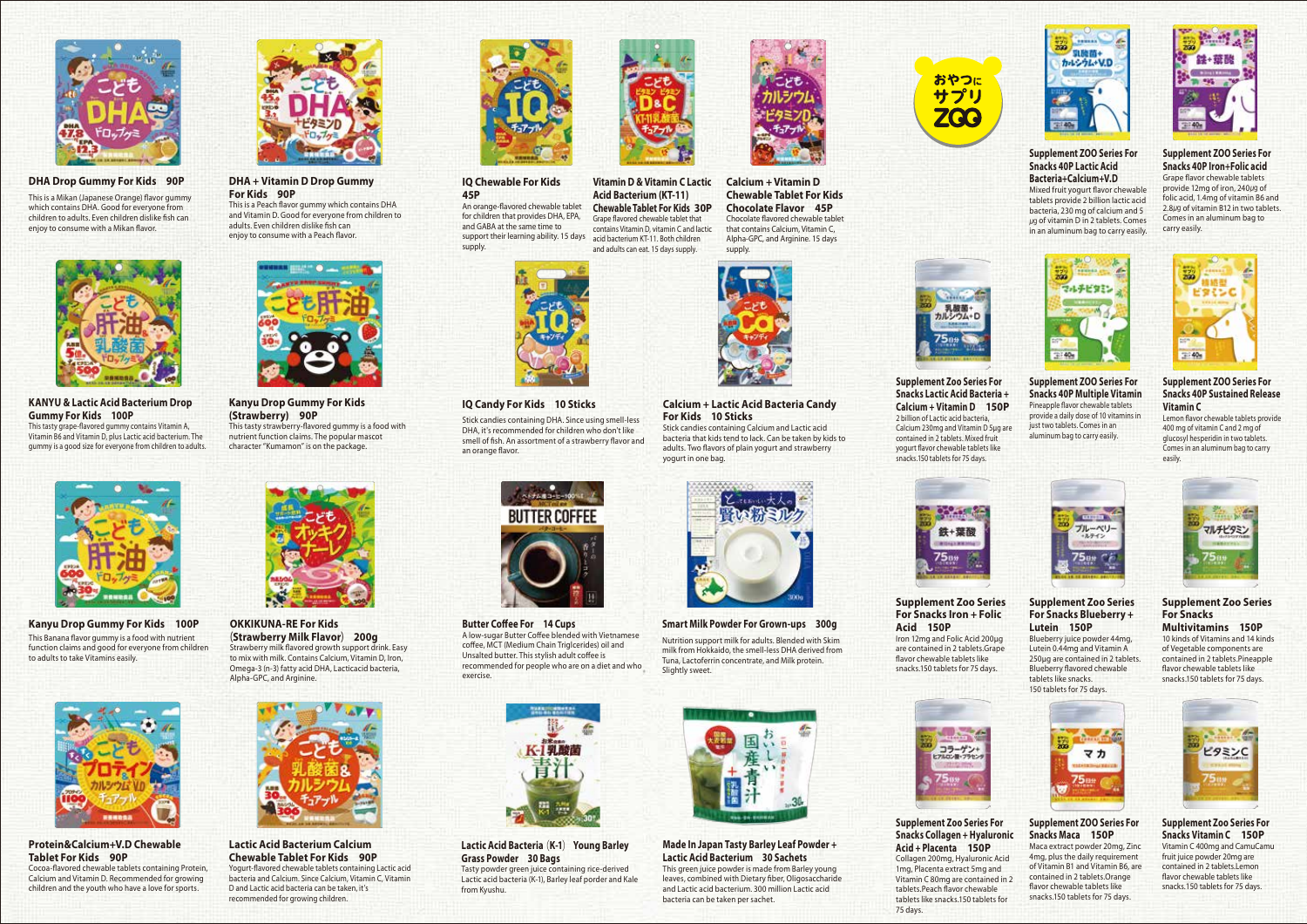### DHA Drop Gummy For Kids 90P

This is a Mikan (Japanese Orange) flavor gummy which contains DHA. Good for everyone from children to adults. Even children dislike fish can enjoy to consume with a Mikan flavor.

### DHA + Vitamin D Drop Gummy For Kids 90P

This is a Peach flavor gummy which contains DHA and Vitamin D. Good for everyone from children to adults. Even children dislike fish can enjoy to consume with a Peach flavor.

### KANYU & Lactic Acid Bacterium Drop Gummy For Kids 100P

This tasty grape-flavored gummy contains Vitamin A, Vitamin B6 and Vitamin D, plus Lactic acid bacterium. The gummy is a good size for everyone from children to adults.

### Kanyu Drop Gummy For Kids (Strawberry) 90P

This tasty strawberry-flavored gummy is a food with nutrient function claims. The popular mascot character "Kumamon" is on the package.

### Kanyu Drop Gummy For Kids 100P

This Banana flavor gummy is a food with nutrient function claims and good for everyone from children to adults to take Vitamins easily.

### OKKIKUNA-RE For Kids (Strawberry Milk Flavor) 200g

Strawberry milk flavored growth support drink. Easy to mix with milk. Contains Calcium, Vitamin D, Iron, Omega-3 (n-3) fatty acid DHA, Lacticacid bacteria, Alpha-GPC, and Arginine.

### Protein&Calcium+V.D Chewable Tablet For Kids 90P

Cocoa-flavored chewable tablets containing Protein, Calcium and Vitamin D. Recommended for growing children and the youth who have a love for sports.

### Lactic Acid Bacterium Calcium Chewable Tablet For Kids 90P

Yogurt-flavored chewable tablets containing Lactic acid bacteria and Calcium. Since Calcium, Vitamin C, Vitamin D and Lactic acid bacteria can be taken, it's recommended for growing children.

### IQ Chewable For Kids 45P

An orange-flavored chewable tablet for children that provides DHA, EPA, and GABA at the same time to support their learning ability. 15 days supply.

### Vitamin D & Vitamin C Lactic Acid Bacterium (KT-11) Chewable Tablet For Kids 30P

Grape flavored chewable tablet that contains Vitamin D, vitamin C and lactic acid bacterium KT-11. Both children and adults can eat. 15 days supply.

### Calcium + Vitamin D Chewable Tablet For Kids Chocolate Flavor 45P

Chocolate flavored chewable tablet that contains Calcium, Vitamin C, Alpha-GPC, and Arginine. 15 days supply.

### IQ Candy For Kids 10 Sticks

Stick candies containing DHA. Since using smell-less DHA, it's recommended for children who don't like smell of fish. An assortment of a strawberry flavor and an orange flavor.

### Calcium + Lactic Acid Bacteria Candy For Kids 10 Sticks

Stick candies containing Calcium and Lactic acid bacteria that kids tend to lack. Can be taken by kids to adults. Two flavors of plain yogurt and strawberry yogurt in one bag.

### Butter Coffee For 14 Cups

A low-sugar Butter Coffee blended with Vietnamese coffee, MCT (Medium Chain Triglcerides) oil and Unsalted butter. This stylish adult coffee is recommended for people who are on a diet and who exercise.

### Smart Milk Powder For Grown-ups 300g

Nutrition support milk for adults. Blended with Skim milk from Hokkaido, the smell-less DHA derived from Tuna, Lactoferrin concentrate, and Milk protein. Slightly sweet.

### Lactic Acid Bacteria (K-1) Young Barley Grass Powder 30 Bags

Tasty powder green juice containing rice-derived Lactic acid bacteria (K-1), Barley leaf porder and Kale from Kyushu.

### Made In Japan Tasty Barley Leaf Powder + Lactic Acid Bacterium 30 Sachets

This green juice powder is made from Barley young leaves, combined with Dietary fiber, Oligosaccharide and Lactic acid bacterium. 300 million Lactic acid bacteria can be taken per sachet.

### Supplement ZOO Series For Snacks 40P Lactic Acid Bacteria+Calcium+V.D

Mixed fruit yogurt flavor chewable tablets provide 2 billion lactic acid bacteria, 230 mg of calcium and 5 μg of vitamin D in 2 tablets. Comes in an aluminum bag to carry easily.

### Supplement ZOO Series For Snacks 40P Iron+Folic acid

Grape flavor chewable tablets provide 12mg of iron, 240μg of folic acid, 1.4mg of vitamin B6 and 2.8μg of vitamin B12 in two tablets. Comes in an aluminum bag to carry easily.

### Supplement Zoo Series For Snacks Lactic Acid Bacteria + Calcium + Vitamin D 150P

2 billion of Lactic acid bacteria, Calcium 230mg and Vitamin D 5μg are contained in 2 tablets. Mixed fruit yogurt flavor chewable tablets like snacks.150 tablets for 75 days.

### Supplement ZOO Series For Snacks 40P Multiple Vitamin

Pineapple flavor chewable tablets provide a daily dose of 10 vitamins in just two tablets. Comes in an aluminum bag to carry easily.

### Supplement ZOO Series For Snacks 40P Sustained Release Vitamin C

Lemon flavor chewable tablets provide 400 mg of vitamin C and 2 mg of glucosyl hesperidin in two tablets. Comes in an aluminum bag to carry easily.

### Supplement Zoo Series For Snacks Iron + Folic Acid 150P

Iron 12mg and Folic Acid 200μg are contained in 2 tablets.Grape flavor chewable tablets like snacks.150 tablets for 75 days.

### Supplement Zoo Series For Snacks Blueberry + Lutein 150P

Blueberry juice powder 44mg, Lutein 0.44mg and Vitamin A 250μg are contained in 2 tablets. Blueberry flavored chewable tablets like snacks. 150 tablets for 75 days.

### Supplement Zoo Series For Snacks Multivitamins 150P

10 kinds of Vitamins and 14 kinds of Vegetable components are contained in 2 tablets.Pineapple flavor chewable tablets like snacks.150 tablets for 75 days.

### Supplement Zoo Series For Snacks Collagen + Hyaluronic Acid + Placenta 150P

Collagen 200mg, Hyaluronic Acid 1mg, Placenta extract 5mg and Vitamin C 80mg are contained in 2 tablets.Peach flavor chewable tablets like snacks.150 tablets for 75 days.

### Supplement ZOO Series For Snacks Maca 150P

Maca extract powder 20mg, Zinc 4mg, plus the daily requirement of Vitamin B1 and Vitamin B6, are contained in 2 tablets.Orange flavor chewable tablets like snacks.150 tablets for 75 days.

### Supplement Zoo Series For Snacks Vitamin C 150P

Vitamin C 400mg and CamuCamu fruit juice powder 20mg are contained in 2 tablets.Lemon flavor chewable tablets like snacks.150 tablets for 75 days.